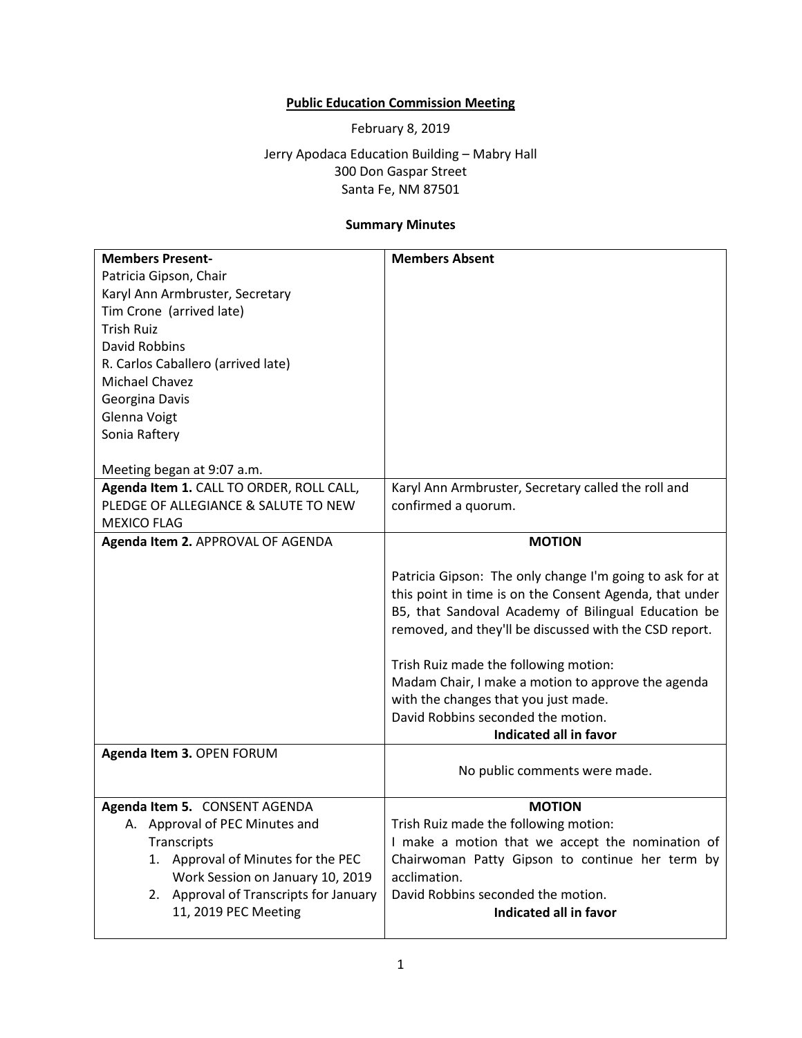**Public Education Commission Meeting**

February 8, 2019

Jerry Apodaca Education Building – Mabry Hall
300 Don Gaspar Street
Santa Fe, NM 87501

**Summary Minutes**

| **Members Present-**<br>Patricia Gipson, Chair<br>Karyl Ann Armbruster, Secretary<br>Tim Crone (arrived late)<br>Trish Ruiz<br>David Robbins<br>R. Carlos Caballero (arrived late)<br>Michael Chavez<br>Georgina Davis<br>Glenna Voigt<br>Sonia Raftery<br><br>Meeting began at 9:07 a.m. | **Members Absent** |
|---|---|
| **Agenda Item 1.** CALL TO ORDER, ROLL CALL, PLEDGE OF ALLEGIANCE & SALUTE TO NEW MEXICO FLAG | Karyl Ann Armbruster, Secretary called the roll and confirmed a quorum. |
| **Agenda Item 2.** APPROVAL OF AGENDA | **MOTION**<br><br>Patricia Gipson: The only change I'm going to ask for at this point in time is on the Consent Agenda, that under B5, that Sandoval Academy of Bilingual Education be removed, and they'll be discussed with the CSD report.<br><br>Trish Ruiz made the following motion:<br>Madam Chair, I make a motion to approve the agenda with the changes that you just made.<br>David Robbins seconded the motion.<br>**Indicated all in favor** |
| **Agenda Item 3.** OPEN FORUM | No public comments were made. |
| **Agenda Item 5.** CONSENT AGENDA<br>A. Approval of PEC Minutes and Transcripts<br>1. Approval of Minutes for the PEC Work Session on January 10, 2019<br>2. Approval of Transcripts for January 11, 2019 PEC Meeting | **MOTION**<br>Trish Ruiz made the following motion:<br>I make a motion that we accept the nomination of Chairwoman Patty Gipson to continue her term by acclimation.<br>David Robbins seconded the motion.<br>**Indicated all in favor** |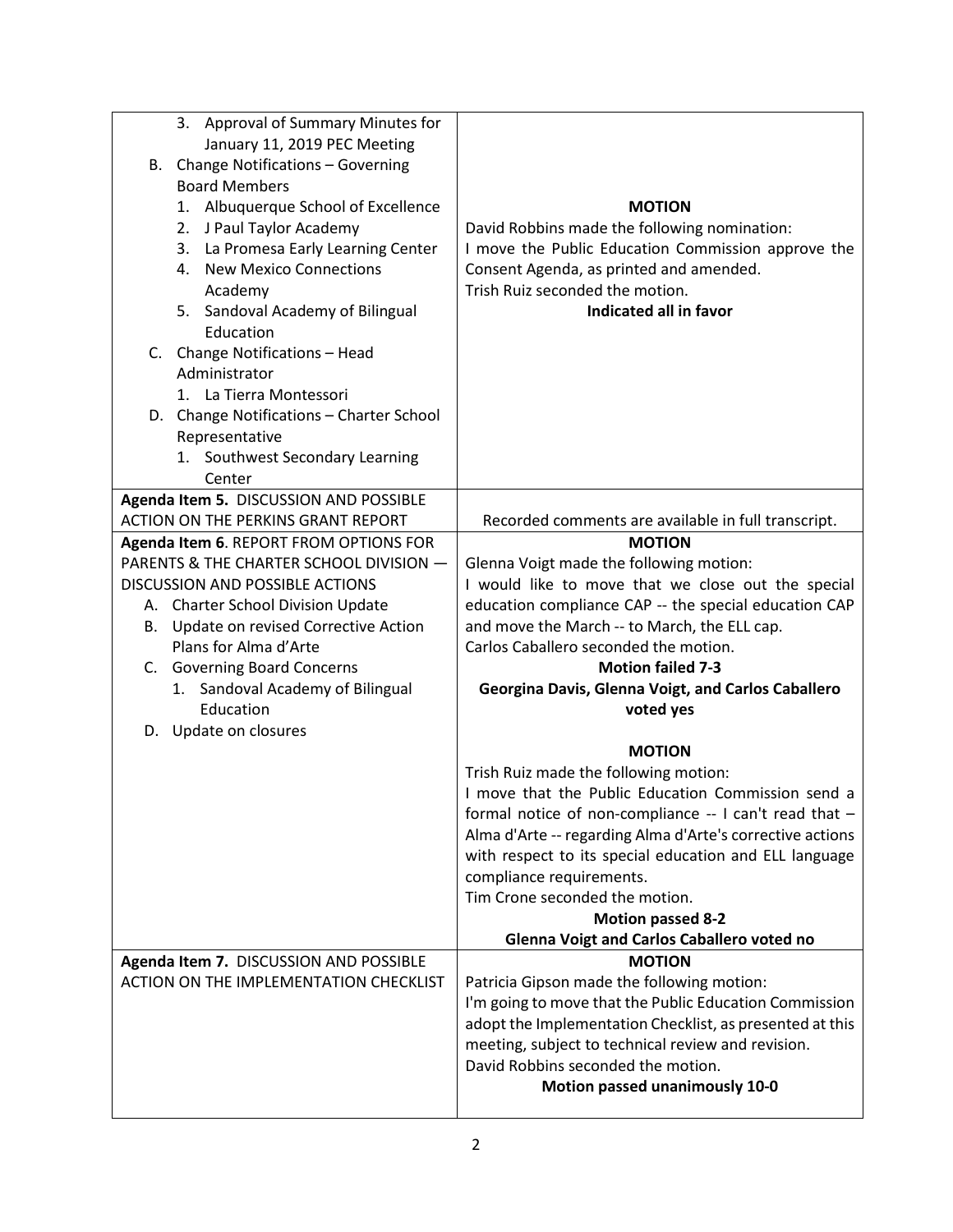| | |
|---|---|
| 3. Approval of Summary Minutes for January 11, 2019 PEC Meeting<br>B. Change Notifications – Governing Board Members<br>1. Albuquerque School of Excellence<br>2. J Paul Taylor Academy<br>3. La Promesa Early Learning Center<br>4. New Mexico Connections Academy<br>5. Sandoval Academy of Bilingual Education<br>C. Change Notifications – Head Administrator<br>1. La Tierra Montessori<br>D. Change Notifications – Charter School Representative<br>1. Southwest Secondary Learning Center | **MOTION**<br>David Robbins made the following nomination:<br>I move the Public Education Commission approve the Consent Agenda, as printed and amended.<br>Trish Ruiz seconded the motion.<br>**Indicated all in favor** |
| **Agenda Item 5.** DISCUSSION AND POSSIBLE ACTION ON THE PERKINS GRANT REPORT | Recorded comments are available in full transcript. |
| **Agenda Item 6**. REPORT FROM OPTIONS FOR PARENTS & THE CHARTER SCHOOL DIVISION — DISCUSSION AND POSSIBLE ACTIONS<br>A. Charter School Division Update<br>B. Update on revised Corrective Action Plans for Alma d'Arte<br>C. Governing Board Concerns<br>1. Sandoval Academy of Bilingual Education<br>D. Update on closures | **MOTION**<br>Glenna Voigt made the following motion:<br>I would like to move that we close out the special education compliance CAP -- the special education CAP and move the March -- to March, the ELL cap.<br>Carlos Caballero seconded the motion.<br>**Motion failed 7-3**<br>**Georgina Davis, Glenna Voigt, and Carlos Caballero voted yes**<br><br>**MOTION**<br>Trish Ruiz made the following motion:<br>I move that the Public Education Commission send a formal notice of non-compliance -- I can't read that – Alma d'Arte -- regarding Alma d'Arte's corrective actions with respect to its special education and ELL language compliance requirements.<br>Tim Crone seconded the motion.<br>**Motion passed 8-2**<br>**Glenna Voigt and Carlos Caballero voted no** |
| **Agenda Item 7.** DISCUSSION AND POSSIBLE ACTION ON THE IMPLEMENTATION CHECKLIST | **MOTION**<br>Patricia Gipson made the following motion:<br>I'm going to move that the Public Education Commission adopt the Implementation Checklist, as presented at this meeting, subject to technical review and revision.<br>David Robbins seconded the motion.<br>**Motion passed unanimously 10-0** |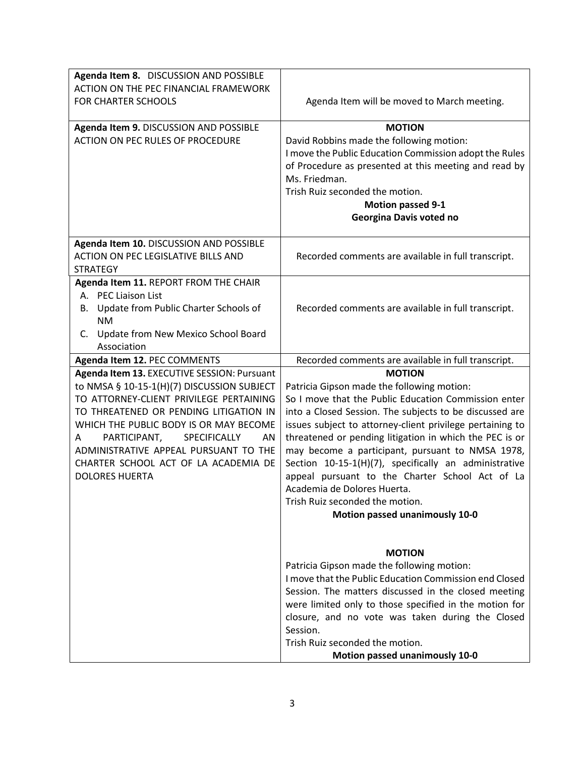| | |
|---|---|
| **Agenda Item 8.** DISCUSSION AND POSSIBLE ACTION ON THE PEC FINANCIAL FRAMEWORK FOR CHARTER SCHOOLS | Agenda Item will be moved to March meeting. |
| **Agenda Item 9.** DISCUSSION AND POSSIBLE ACTION ON PEC RULES OF PROCEDURE | **MOTION**<br>David Robbins made the following motion:<br>I move the Public Education Commission adopt the Rules of Procedure as presented at this meeting and read by Ms. Friedman.<br>Trish Ruiz seconded the motion.<br>**Motion passed 9-1**<br>**Georgina Davis voted no** |
| **Agenda Item 10.** DISCUSSION AND POSSIBLE ACTION ON PEC LEGISLATIVE BILLS AND STRATEGY | Recorded comments are available in full transcript. |
| **Agenda Item 11.** REPORT FROM THE CHAIR<br>A. PEC Liaison List<br>B. Update from Public Charter Schools of NM<br>C. Update from New Mexico School Board Association | Recorded comments are available in full transcript. |
| **Agenda Item 12.** PEC COMMENTS | Recorded comments are available in full transcript. |
| **Agenda Item 13.** EXECUTIVE SESSION: Pursuant to NMSA § 10-15-1(H)(7) DISCUSSION SUBJECT TO ATTORNEY-CLIENT PRIVILEGE PERTAINING TO THREATENED OR PENDING LITIGATION IN WHICH THE PUBLIC BODY IS OR MAY BECOME A PARTICIPANT, SPECIFICALLY AN ADMINISTRATIVE APPEAL PURSUANT TO THE CHARTER SCHOOL ACT OF LA ACADEMIA DE DOLORES HUERTA | **MOTION**<br>Patricia Gipson made the following motion:<br>So I move that the Public Education Commission enter into a Closed Session. The subjects to be discussed are issues subject to attorney-client privilege pertaining to threatened or pending litigation in which the PEC is or may become a participant, pursuant to NMSA 1978, Section 10-15-1(H)(7), specifically an administrative appeal pursuant to the Charter School Act of La Academia de Dolores Huerta.<br>Trish Ruiz seconded the motion.<br>**Motion passed unanimously 10-0**<br><br>**MOTION**<br>Patricia Gipson made the following motion:<br>I move that the Public Education Commission end Closed Session. The matters discussed in the closed meeting were limited only to those specified in the motion for closure, and no vote was taken during the Closed Session.<br>Trish Ruiz seconded the motion.<br>**Motion passed unanimously 10-0** |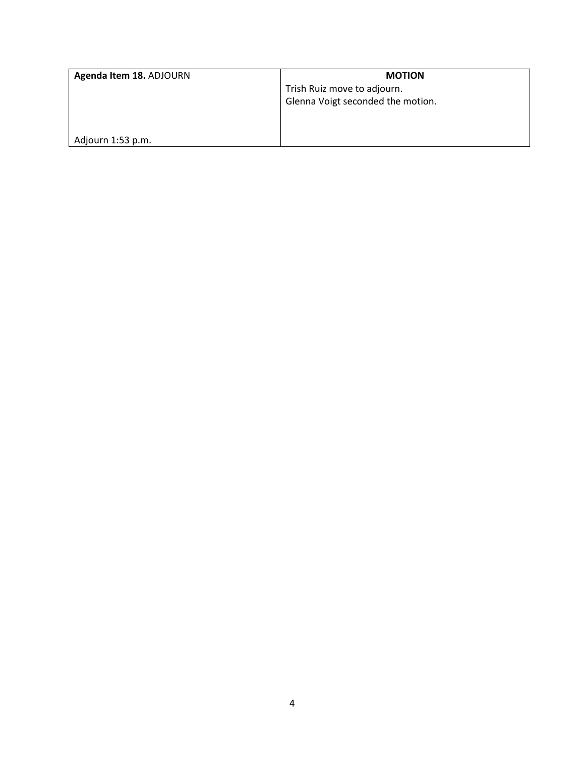| **Agenda Item 18.** ADJOURN<br><br><br><br>Adjourn 1:53 p.m. | **MOTION**<br>Trish Ruiz move to adjourn.<br>Glenna Voigt seconded the motion. |
| --- | --- |